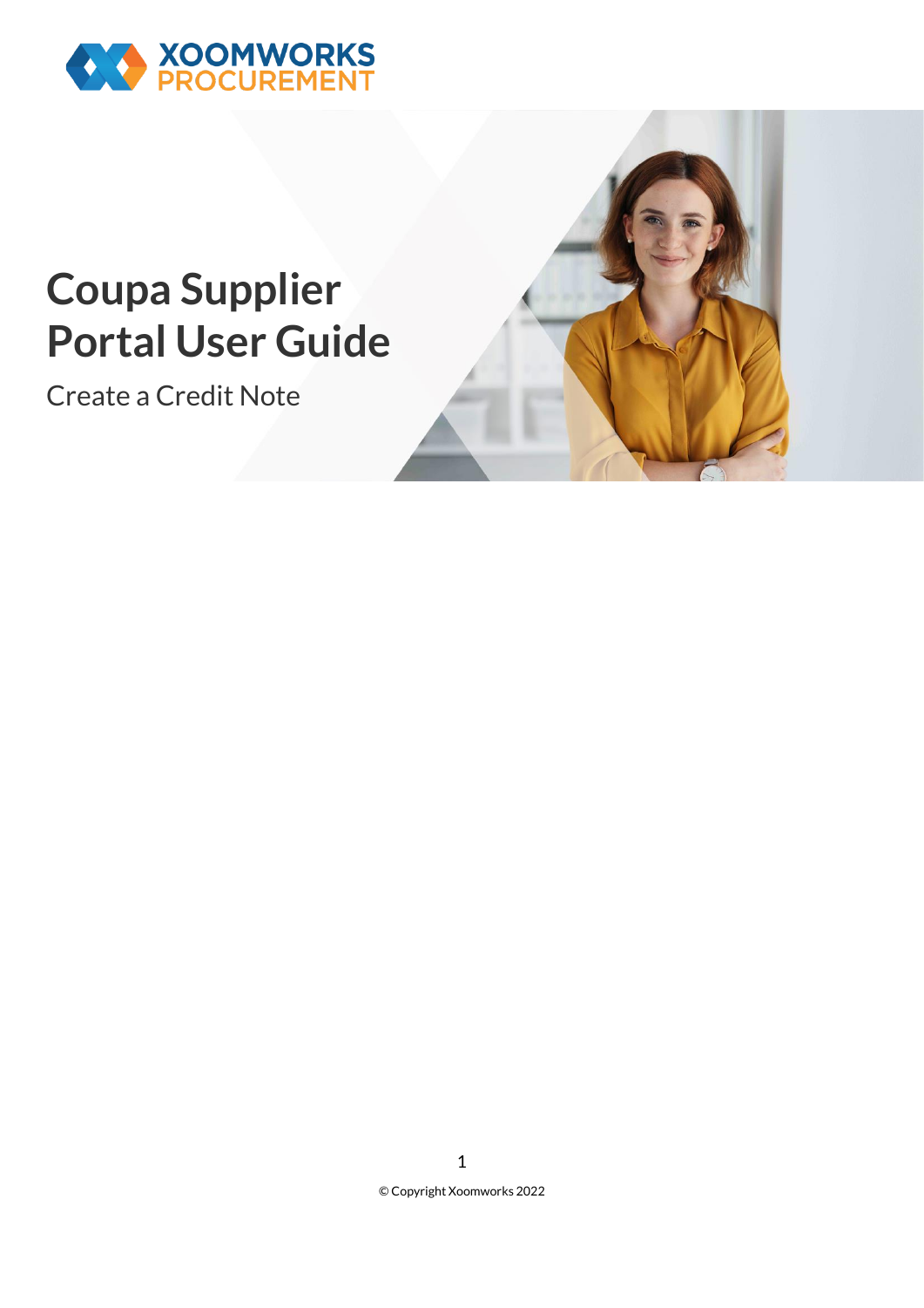# Coupa Supplier Portal User Guide

Create a Credit Note

© Copyright Xoomworks 2022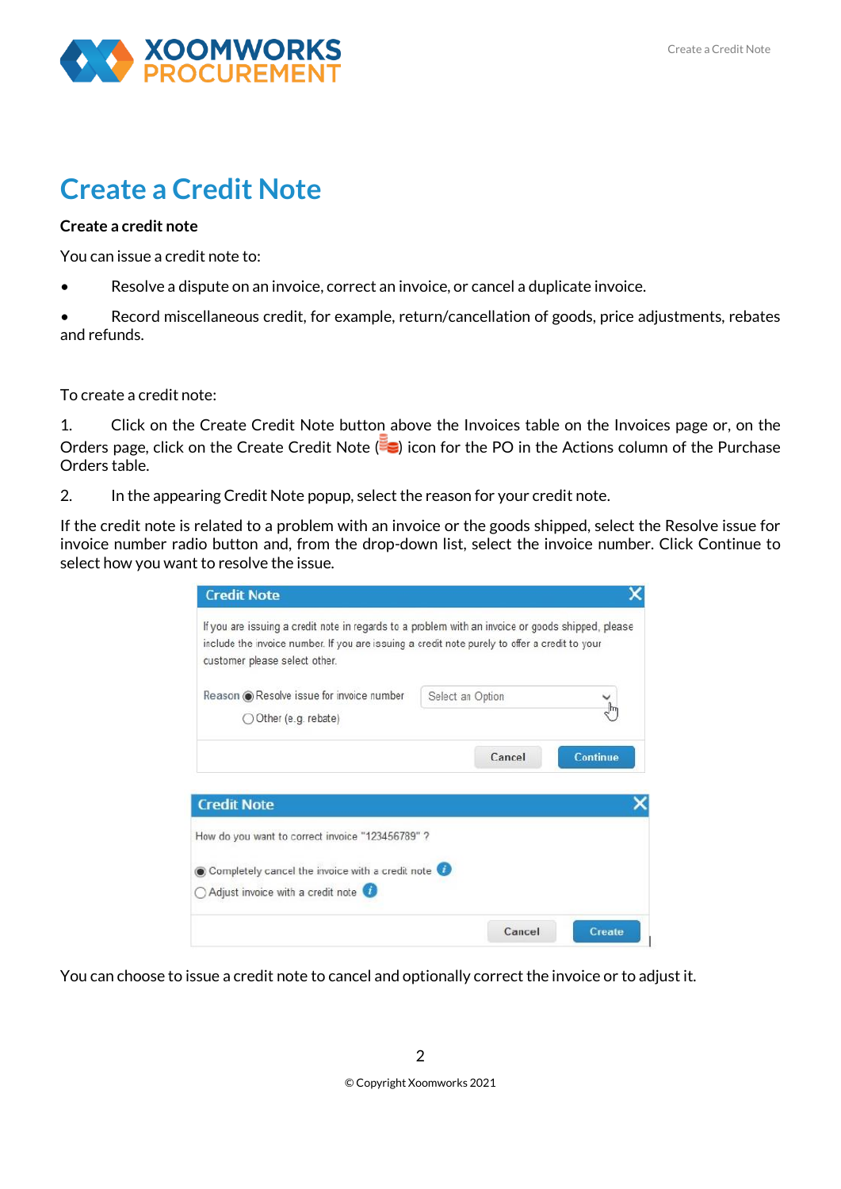# Create a Credit Note

**Create a credit note**

You can issue a credit note to:

- Resolve a dispute on an invoice, correct an invoice, or cancel a duplicate invoice.
- Record miscellaneous credit, for example, return/cancellation of goods, price adjustments, rebates and refunds.

To create a credit note:

1. Click on the Create Credit Note button above the Invoices table on the Invoices page or, on the Orders page, click on the Create Credit Note ( ) icon for the PO in the Actions column of the Purchase Orders table.

2. In the appearing Credit Note popup, select the reason for your credit note.

If the credit note is related to a problem with an invoice or the goods shipped, select the Resolve issue for invoice number radio button and, from the drop-down list, select the invoice number. Click Continue to select how you want to resolve the issue.

You can choose to issue a credit note to cancel and optionally correct the invoice or to adjust it.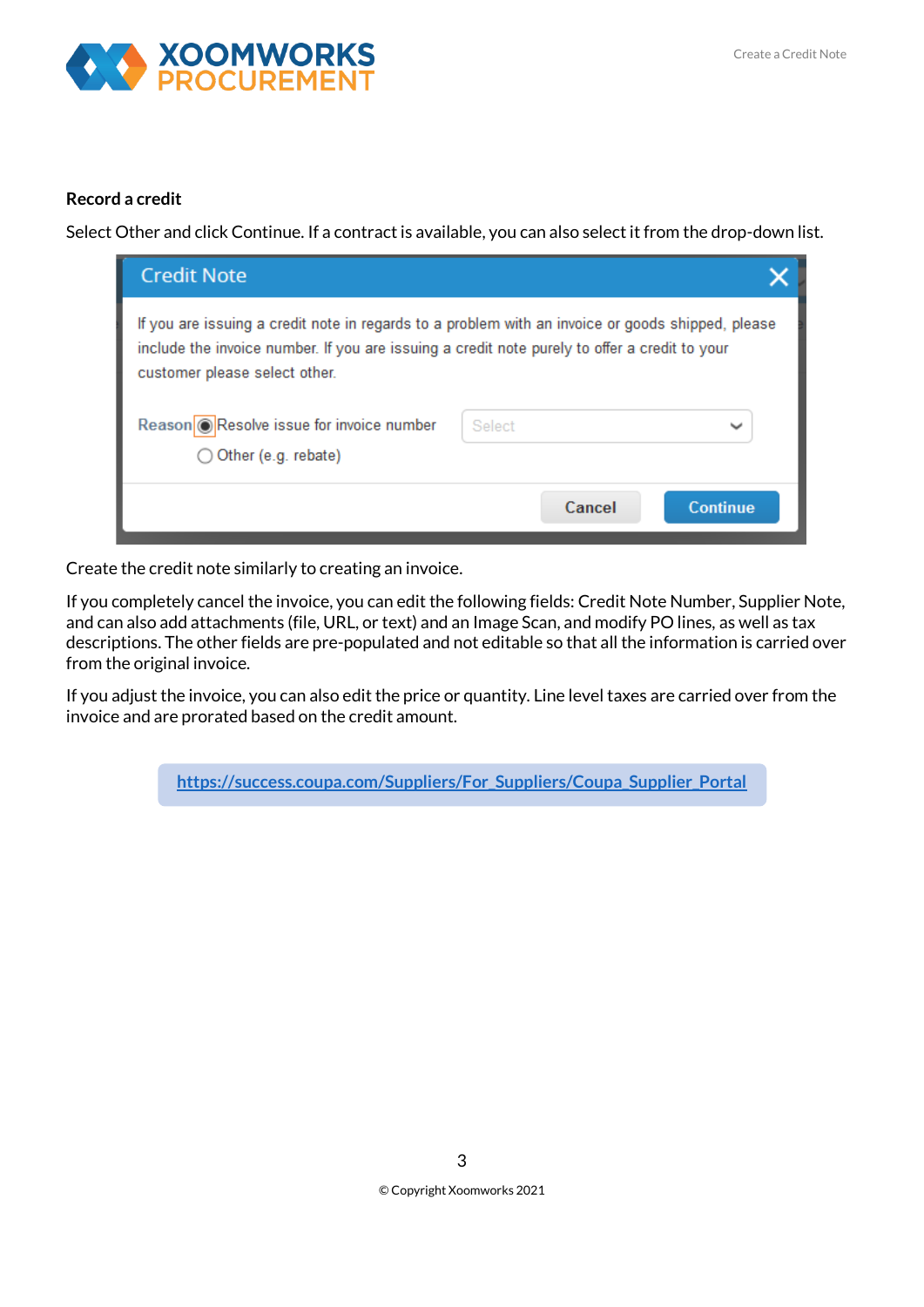**Record a credit**

Select Other and click Continue. If a contract is available, you can also select it from the drop-down list.

Create the credit note similarly to creating an invoice.

If you completely cancel the invoice, you can edit the following fields: Credit Note Number, Supplier Note, and can also add attachments (file, URL, or text) and an Image Scan, and modify PO lines, as well as tax descriptions. The other fields are pre-populated and not editable so that all the information is carried over from the original invoice.

If you adjust the invoice, you can also edit the price or quantity. Line level taxes are carried over from the invoice and are prorated based on the credit amount.

https://success.coupa.com/Suppliers/For_Suppliers/Coupa_Supplier_Portal

© Copyright Xoomworks 2021